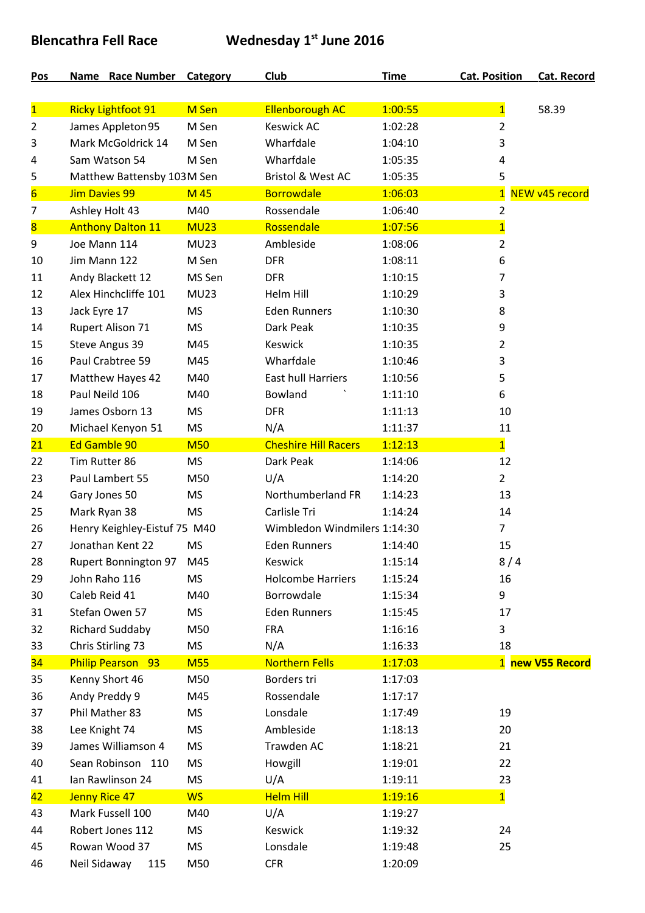**Blencathra Fell Race** **Wednesday 1st June 2016**

| Pos | Name Race Number | Category | Club | Time | Cat. Position | Cat. Record |
|---|---|---|---|---|---|---|
| 1 | Ricky Lightfoot 91 | M Sen | Ellenborough AC | 1:00:55 | 1 | 58.39 |
| 2 | James Appleton 95 | M Sen | Keswick AC | 1:02:28 | 2 | |
| 3 | Mark McGoldrick 14 | M Sen | Wharfdale | 1:04:10 | 3 | |
| 4 | Sam Watson 54 | M Sen | Wharfdale | 1:05:35 | 4 | |
| 5 | Matthew Battensby 103 | M Sen | Bristol & West AC | 1:05:35 | 5 | |
| 6 | Jim Davies 99 | M 45 | Borrowdale | 1:06:03 | 1 | NEW v45 record |
| 7 | Ashley Holt 43 | M40 | Rossendale | 1:06:40 | 2 | |
| 8 | Anthony Dalton 11 | MU23 | Rossendale | 1:07:56 | 1 | |
| 9 | Joe Mann 114 | MU23 | Ambleside | 1:08:06 | 2 | |
| 10 | Jim Mann 122 | M Sen | DFR | 1:08:11 | 6 | |
| 11 | Andy Blackett 12 | MS Sen | DFR | 1:10:15 | 7 | |
| 12 | Alex Hinchcliffe 101 | MU23 | Helm Hill | 1:10:29 | 3 | |
| 13 | Jack Eyre 17 | MS | Eden Runners | 1:10:30 | 8 | |
| 14 | Rupert Alison 71 | MS | Dark Peak | 1:10:35 | 9 | |
| 15 | Steve Angus 39 | M45 | Keswick | 1:10:35 | 2 | |
| 16 | Paul Crabtree 59 | M45 | Wharfdale | 1:10:46 | 3 | |
| 17 | Matthew Hayes 42 | M40 | East hull Harriers | 1:10:56 | 5 | |
| 18 | Paul Neild 106 | M40 | Bowland ` | 1:11:10 | 6 | |
| 19 | James Osborn 13 | MS | DFR | 1:11:13 | 10 | |
| 20 | Michael Kenyon 51 | MS | N/A | 1:11:37 | 11 | |
| 21 | Ed Gamble 90 | M50 | Cheshire Hill Racers | 1:12:13 | 1 | |
| 22 | Tim Rutter 86 | MS | Dark Peak | 1:14:06 | 12 | |
| 23 | Paul Lambert 55 | M50 | U/A | 1:14:20 | 2 | |
| 24 | Gary Jones 50 | MS | Northumberland FR | 1:14:23 | 13 | |
| 25 | Mark Ryan 38 | MS | Carlisle Tri | 1:14:24 | 14 | |
| 26 | Henry Keighley-Eistuf 75 | M40 | Wimbledon Windmilers | 1:14:30 | 7 | |
| 27 | Jonathan Kent 22 | MS | Eden Runners | 1:14:40 | 15 | |
| 28 | Rupert Bonnington 97 | M45 | Keswick | 1:15:14 | 8 / 4 | |
| 29 | John Raho 116 | MS | Holcombe Harriers | 1:15:24 | 16 | |
| 30 | Caleb Reid 41 | M40 | Borrowdale | 1:15:34 | 9 | |
| 31 | Stefan Owen 57 | MS | Eden Runners | 1:15:45 | 17 | |
| 32 | Richard Suddaby | M50 | FRA | 1:16:16 | 3 | |
| 33 | Chris Stirling 73 | MS | N/A | 1:16:33 | 18 | |
| 34 | Philip Pearson 93 | M55 | Northern Fells | 1:17:03 | 1 | **new V55 Record** |
| 35 | Kenny Short 46 | M50 | Borders tri | 1:17:03 | | |
| 36 | Andy Preddy 9 | M45 | Rossendale | 1:17:17 | | |
| 37 | Phil Mather 83 | MS | Lonsdale | 1:17:49 | 19 | |
| 38 | Lee Knight 74 | MS | Ambleside | 1:18:13 | 20 | |
| 39 | James Williamson 4 | MS | Trawden AC | 1:18:21 | 21 | |
| 40 | Sean Robinson 110 | MS | Howgill | 1:19:01 | 22 | |
| 41 | Ian Rawlinson 24 | MS | U/A | 1:19:11 | 23 | |
| 42 | Jenny Rice 47 | WS | Helm Hill | 1:19:16 | 1 | |
| 43 | Mark Fussell 100 | M40 | U/A | 1:19:27 | | |
| 44 | Robert Jones 112 | MS | Keswick | 1:19:32 | 24 | |
| 45 | Rowan Wood 37 | MS | Lonsdale | 1:19:48 | 25 | |
| 46 | Neil Sidaway 115 | M50 | CFR | 1:20:09 | | |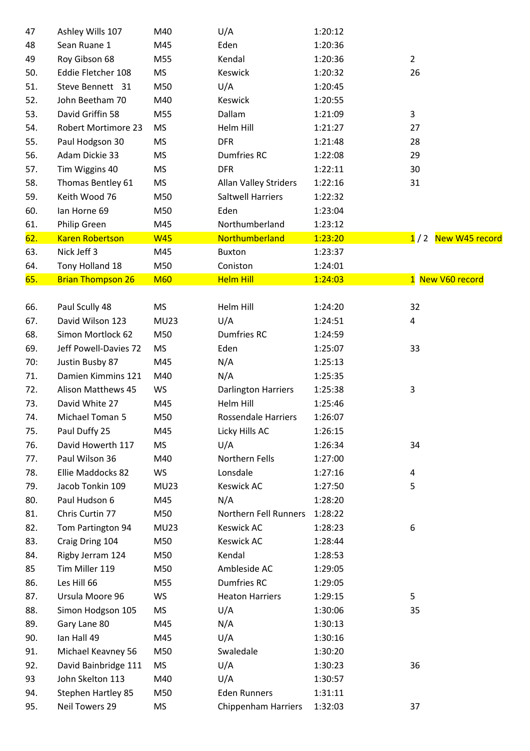| | | | | | |
|---|---|---|---|---|---|
| 47 | Ashley Wills 107 | M40 | U/A | 1:20:12 | |
| 48 | Sean Ruane 1 | M45 | Eden | 1:20:36 | |
| 49 | Roy Gibson 68 | M55 | Kendal | 1:20:36 | 2 |
| 50. | Eddie Fletcher 108 | MS | Keswick | 1:20:32 | 26 |
| 51. | Steve Bennett 31 | M50 | U/A | 1:20:45 | |
| 52. | John Beetham 70 | M40 | Keswick | 1:20:55 | |
| 53. | David Griffin 58 | M55 | Dallam | 1:21:09 | 3 |
| 54. | Robert Mortimore 23 | MS | Helm Hill | 1:21:27 | 27 |
| 55. | Paul Hodgson 30 | MS | DFR | 1:21:48 | 28 |
| 56. | Adam Dickie 33 | MS | Dumfries RC | 1:22:08 | 29 |
| 57. | Tim Wiggins 40 | MS | DFR | 1:22:11 | 30 |
| 58. | Thomas Bentley 61 | MS | Allan Valley Striders | 1:22:16 | 31 |
| 59. | Keith Wood 76 | M50 | Saltwell Harriers | 1:22:32 | |
| 60. | Ian Horne 69 | M50 | Eden | 1:23:04 | |
| 61. | Philip Green | M45 | Northumberland | 1:23:12 | |
| 62. | Karen Robertson | W45 | Northumberland | 1:23:20 | 1 / 2 New W45 record |
| 63. | Nick Jeff 3 | M45 | Buxton | 1:23:37 | |
| 64. | Tony Holland 18 | M50 | Coniston | 1:24:01 | |
| 65. | Brian Thompson 26 | M60 | Helm Hill | 1:24:03 | 1 New V60 record |
| 66. | Paul Scully 48 | MS | Helm Hill | 1:24:20 | 32 |
| 67. | David Wilson 123 | MU23 | U/A | 1:24:51 | 4 |
| 68. | Simon Mortlock 62 | M50 | Dumfries RC | 1:24:59 | |
| 69. | Jeff Powell-Davies 72 | MS | Eden | 1:25:07 | 33 |
| 70: | Justin Busby 87 | M45 | N/A | 1:25:13 | |
| 71. | Damien Kimmins 121 | M40 | N/A | 1:25:35 | |
| 72. | Alison Matthews 45 | WS | Darlington Harriers | 1:25:38 | 3 |
| 73. | David White 27 | M45 | Helm Hill | 1:25:46 | |
| 74. | Michael Toman 5 | M50 | Rossendale Harriers | 1:26:07 | |
| 75. | Paul Duffy 25 | M45 | Licky Hills AC | 1:26:15 | |
| 76. | David Howerth 117 | MS | U/A | 1:26:34 | 34 |
| 77. | Paul Wilson 36 | M40 | Northern Fells | 1:27:00 | |
| 78. | Ellie Maddocks 82 | WS | Lonsdale | 1:27:16 | 4 |
| 79. | Jacob Tonkin 109 | MU23 | Keswick AC | 1:27:50 | 5 |
| 80. | Paul Hudson 6 | M45 | N/A | 1:28:20 | |
| 81. | Chris Curtin 77 | M50 | Northern Fell Runners | 1:28:22 | |
| 82. | Tom Partington 94 | MU23 | Keswick AC | 1:28:23 | 6 |
| 83. | Craig Dring 104 | M50 | Keswick AC | 1:28:44 | |
| 84. | Rigby Jerram 124 | M50 | Kendal | 1:28:53 | |
| 85 | Tim Miller 119 | M50 | Ambleside AC | 1:29:05 | |
| 86. | Les Hill 66 | M55 | Dumfries RC | 1:29:05 | |
| 87. | Ursula Moore 96 | WS | Heaton Harriers | 1:29:15 | 5 |
| 88. | Simon Hodgson 105 | MS | U/A | 1:30:06 | 35 |
| 89. | Gary Lane 80 | M45 | N/A | 1:30:13 | |
| 90. | Ian Hall 49 | M45 | U/A | 1:30:16 | |
| 91. | Michael Keavney 56 | M50 | Swaledale | 1:30:20 | |
| 92. | David Bainbridge 111 | MS | U/A | 1:30:23 | 36 |
| 93 | John Skelton 113 | M40 | U/A | 1:30:57 | |
| 94. | Stephen Hartley 85 | M50 | Eden Runners | 1:31:11 | |
| 95. | Neil Towers 29 | MS | Chippenham Harriers | 1:32:03 | 37 |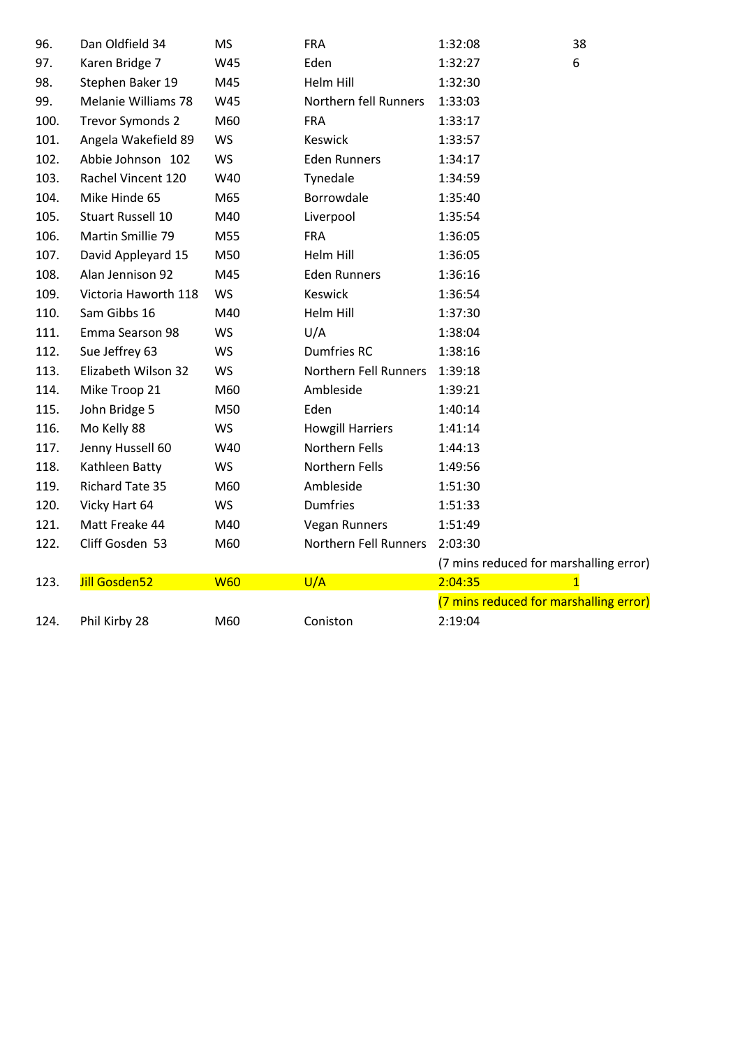| | | | | | |
|---|---|---|---|---|---|
| 96. | Dan Oldfield 34 | MS | FRA | 1:32:08 | 38 |
| 97. | Karen Bridge 7 | W45 | Eden | 1:32:27 | 6 |
| 98. | Stephen Baker 19 | M45 | Helm Hill | 1:32:30 | |
| 99. | Melanie Williams 78 | W45 | Northern fell Runners | 1:33:03 | |
| 100. | Trevor Symonds 2 | M60 | FRA | 1:33:17 | |
| 101. | Angela Wakefield 89 | WS | Keswick | 1:33:57 | |
| 102. | Abbie Johnson 102 | WS | Eden Runners | 1:34:17 | |
| 103. | Rachel Vincent 120 | W40 | Tynedale | 1:34:59 | |
| 104. | Mike Hinde 65 | M65 | Borrowdale | 1:35:40 | |
| 105. | Stuart Russell 10 | M40 | Liverpool | 1:35:54 | |
| 106. | Martin Smillie 79 | M55 | FRA | 1:36:05 | |
| 107. | David Appleyard 15 | M50 | Helm Hill | 1:36:05 | |
| 108. | Alan Jennison 92 | M45 | Eden Runners | 1:36:16 | |
| 109. | Victoria Haworth 118 | WS | Keswick | 1:36:54 | |
| 110. | Sam Gibbs 16 | M40 | Helm Hill | 1:37:30 | |
| 111. | Emma Searson 98 | WS | U/A | 1:38:04 | |
| 112. | Sue Jeffrey 63 | WS | Dumfries RC | 1:38:16 | |
| 113. | Elizabeth Wilson 32 | WS | Northern Fell Runners | 1:39:18 | |
| 114. | Mike Troop 21 | M60 | Ambleside | 1:39:21 | |
| 115. | John Bridge 5 | M50 | Eden | 1:40:14 | |
| 116. | Mo Kelly 88 | WS | Howgill Harriers | 1:41:14 | |
| 117. | Jenny Hussell 60 | W40 | Northern Fells | 1:44:13 | |
| 118. | Kathleen Batty | WS | Northern Fells | 1:49:56 | |
| 119. | Richard Tate 35 | M60 | Ambleside | 1:51:30 | |
| 120. | Vicky Hart 64 | WS | Dumfries | 1:51:33 | |
| 121. | Matt Freake 44 | M40 | Vegan Runners | 1:51:49 | |
| 122. | Cliff Gosden 53 | M60 | Northern Fell Runners | 2:03:30 | |
| | | | | (7 mins reduced for marshalling error) | |
| 123. | Jill Gosden52 | W60 | U/A | 2:04:35 | 1 |
| | | | | (7 mins reduced for marshalling error) | |
| 124. | Phil Kirby 28 | M60 | Coniston | 2:19:04 | |